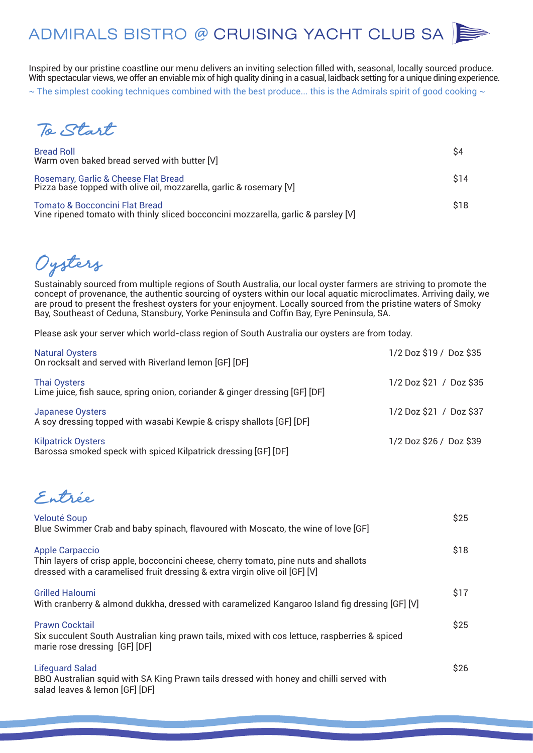# ADMIRALS BISTRO @ CRUISING YACHT CLUB SA

Inspired by our pristine coastline our menu delivers an inviting selection filled with, seasonal, locally sourced produce. With spectacular views, we offer an enviable mix of high quality dining in a casual, laidback setting for a unique dining experience.

~ The simplest cooking techniques combined with the best produce... this is the Admirals spirit of good cooking ~

## To Start

**Bread Roll** — $4
Warm oven baked bread served with butter [V]

**Rosemary, Garlic & Cheese Flat Bread** — $14
Pizza base topped with olive oil, mozzarella, garlic & rosemary [V]

**Tomato & Bocconcini Flat Bread** — $18
Vine ripened tomato with thinly sliced bocconcini mozzarella, garlic & parsley [V]

## Oysters

Sustainably sourced from multiple regions of South Australia, our local oyster farmers are striving to promote the concept of provenance, the authentic sourcing of oysters within our local aquatic microclimates. Arriving daily, we are proud to present the freshest oysters for your enjoyment. Locally sourced from the pristine waters of Smoky Bay, Southeast of Ceduna, Stansbury, Yorke Peninsula and Coffin Bay, Eyre Peninsula, SA.

Please ask your server which world-class region of South Australia our oysters are from today.

**Natural Oysters** — 1/2 Doz $19 / Doz $35
On rocksalt and served with Riverland lemon [GF] [DF]

**Thai Oysters** — 1/2 Doz $21 / Doz $35
Lime juice, fish sauce, spring onion, coriander & ginger dressing [GF] [DF]

**Japanese Oysters** — 1/2 Doz $21 / Doz $37
A soy dressing topped with wasabi Kewpie & crispy shallots [GF] [DF]

**Kilpatrick Oysters** — 1/2 Doz $26 / Doz $39
Barossa smoked speck with spiced Kilpatrick dressing [GF] [DF]

## Entrée

**Velouté Soup** — $25
Blue Swimmer Crab and baby spinach, flavoured with Moscato, the wine of love [GF]

**Apple Carpaccio** — $18
Thin layers of crisp apple, bocconcini cheese, cherry tomato, pine nuts and shallots dressed with a caramelised fruit dressing & extra virgin olive oil [GF] [V]

**Grilled Haloumi** — $17
With cranberry & almond dukkha, dressed with caramelized Kangaroo Island fig dressing [GF] [V]

**Prawn Cocktail** — $25
Six succulent South Australian king prawn tails, mixed with cos lettuce, raspberries & spiced marie rose dressing [GF] [DF]

**Lifeguard Salad** — $26
BBQ Australian squid with SA King Prawn tails dressed with honey and chilli served with salad leaves & lemon [GF] [DF]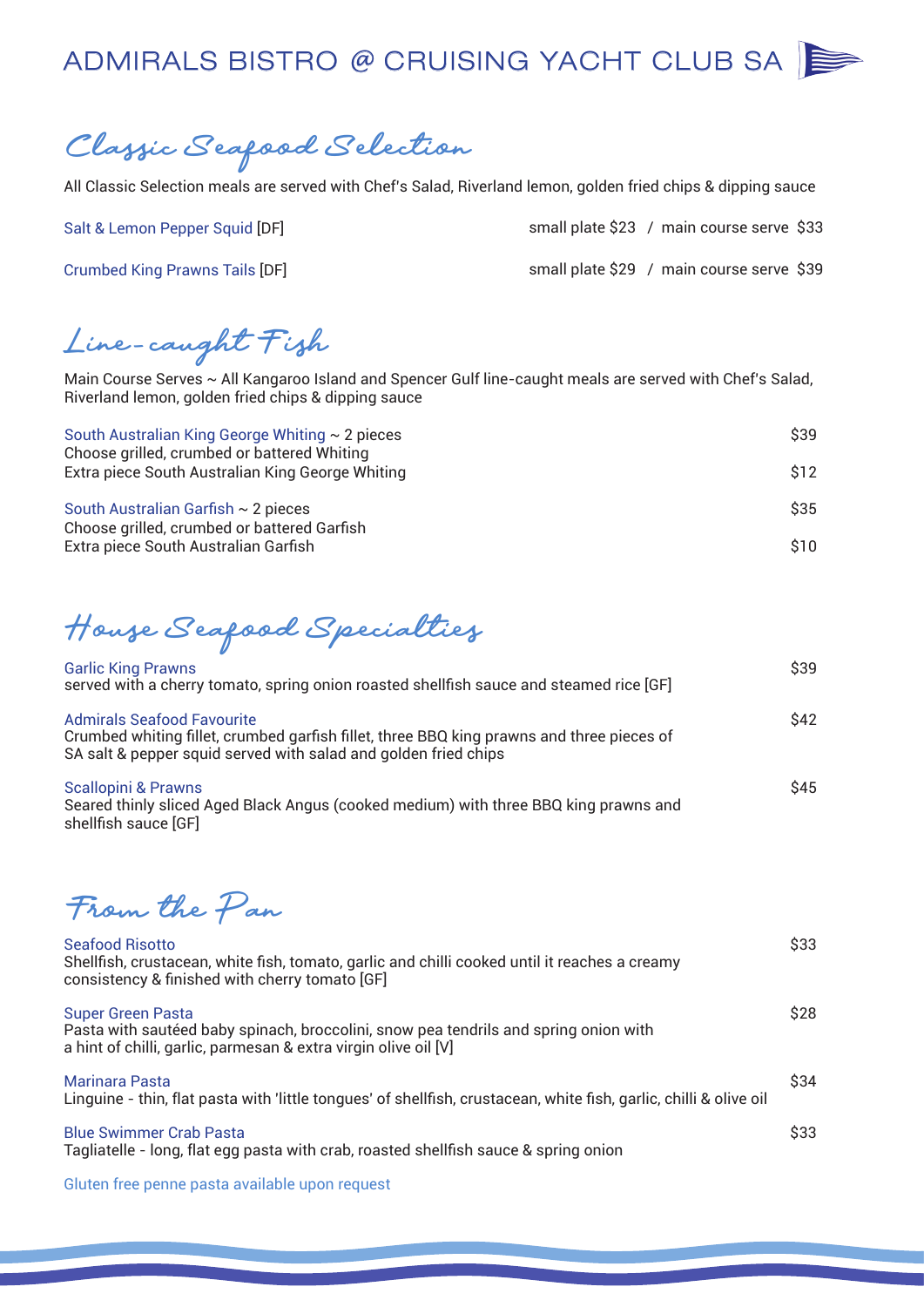# ADMIRALS BISTRO @ CRUISING YACHT CLUB SA

## Classic Seafood Selection

All Classic Selection meals are served with Chef's Salad, Riverland lemon, golden fried chips & dipping sauce

| | |
|---|---|
| Salt & Lemon Pepper Squid [DF] | small plate $23 / main course serve $33 |
| Crumbed King Prawns Tails [DF] | small plate $29 / main course serve $39 |

## Line-caught Fish

Main Course Serves ~ All Kangaroo Island and Spencer Gulf line-caught meals are served with Chef's Salad, Riverland lemon, golden fried chips & dipping sauce

South Australian King George Whiting ~ 2 pieces — $39
Choose grilled, crumbed or battered Whiting
Extra piece South Australian King George Whiting — $12

South Australian Garfish ~ 2 pieces — $35
Choose grilled, crumbed or battered Garfish
Extra piece South Australian Garfish — $10

## House Seafood Specialties

Garlic King Prawns — $39
served with a cherry tomato, spring onion roasted shellfish sauce and steamed rice [GF]

Admirals Seafood Favourite — $42
Crumbed whiting fillet, crumbed garfish fillet, three BBQ king prawns and three pieces of SA salt & pepper squid served with salad and golden fried chips

Scallopini & Prawns — $45
Seared thinly sliced Aged Black Angus (cooked medium) with three BBQ king prawns and shellfish sauce [GF]

## From the Pan

Seafood Risotto — $33
Shellfish, crustacean, white fish, tomato, garlic and chilli cooked until it reaches a creamy consistency & finished with cherry tomato [GF]

Super Green Pasta — $28
Pasta with sautéed baby spinach, broccolini, snow pea tendrils and spring onion with a hint of chilli, garlic, parmesan & extra virgin olive oil [V]

Marinara Pasta — $34
Linguine - thin, flat pasta with 'little tongues' of shellfish, crustacean, white fish, garlic, chilli & olive oil

Blue Swimmer Crab Pasta — $33
Tagliatelle - long, flat egg pasta with crab, roasted shellfish sauce & spring onion

Gluten free penne pasta available upon request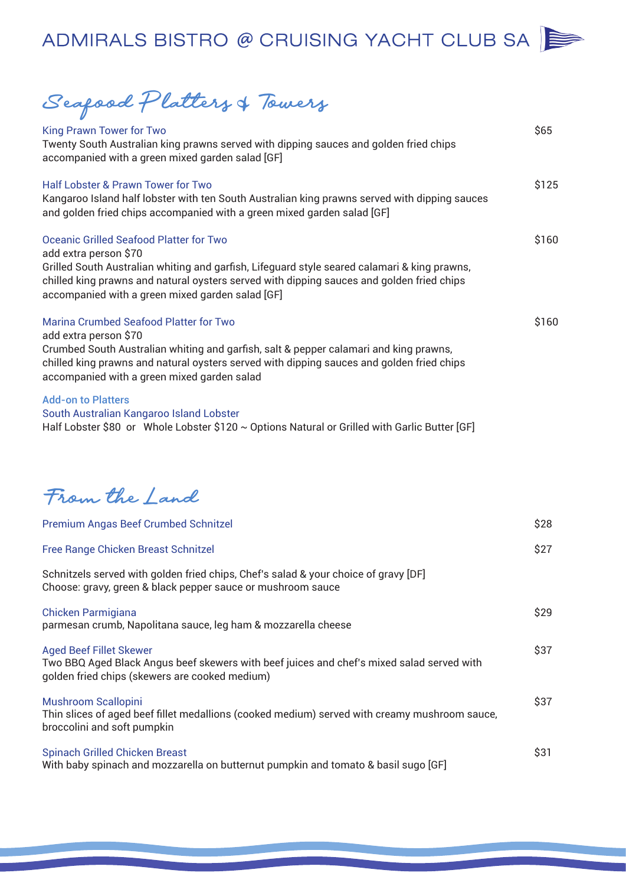# ADMIRALS BISTRO @ CRUISING YACHT CLUB SA

## Seafood Platters & Towers

**King Prawn Tower for Two** — $65
Twenty South Australian king prawns served with dipping sauces and golden fried chips accompanied with a green mixed garden salad [GF]

**Half Lobster & Prawn Tower for Two** — $125
Kangaroo Island half lobster with ten South Australian king prawns served with dipping sauces and golden fried chips accompanied with a green mixed garden salad [GF]

**Oceanic Grilled Seafood Platter for Two** — $160
add extra person $70
Grilled South Australian whiting and garfish, Lifeguard style seared calamari & king prawns, chilled king prawns and natural oysters served with dipping sauces and golden fried chips accompanied with a green mixed garden salad [GF]

**Marina Crumbed Seafood Platter for Two** — $160
add extra person $70
Crumbed South Australian whiting and garfish, salt & pepper calamari and king prawns, chilled king prawns and natural oysters served with dipping sauces and golden fried chips accompanied with a green mixed garden salad

**Add-on to Platters**
**South Australian Kangaroo Island Lobster**
Half Lobster $80 or Whole Lobster $120 ~ Options Natural or Grilled with Garlic Butter [GF]

## From the Land

**Premium Angas Beef Crumbed Schnitzel** — $28

**Free Range Chicken Breast Schnitzel** — $27

Schnitzels served with golden fried chips, Chef's salad & your choice of gravy [DF]
Choose: gravy, green & black pepper sauce or mushroom sauce

**Chicken Parmigiana** — $29
parmesan crumb, Napolitana sauce, leg ham & mozzarella cheese

**Aged Beef Fillet Skewer** — $37
Two BBQ Aged Black Angus beef skewers with beef juices and chef's mixed salad served with golden fried chips (skewers are cooked medium)

**Mushroom Scallopini** — $37
Thin slices of aged beef fillet medallions (cooked medium) served with creamy mushroom sauce, broccolini and soft pumpkin

**Spinach Grilled Chicken Breast** — $31
With baby spinach and mozzarella on butternut pumpkin and tomato & basil sugo [GF]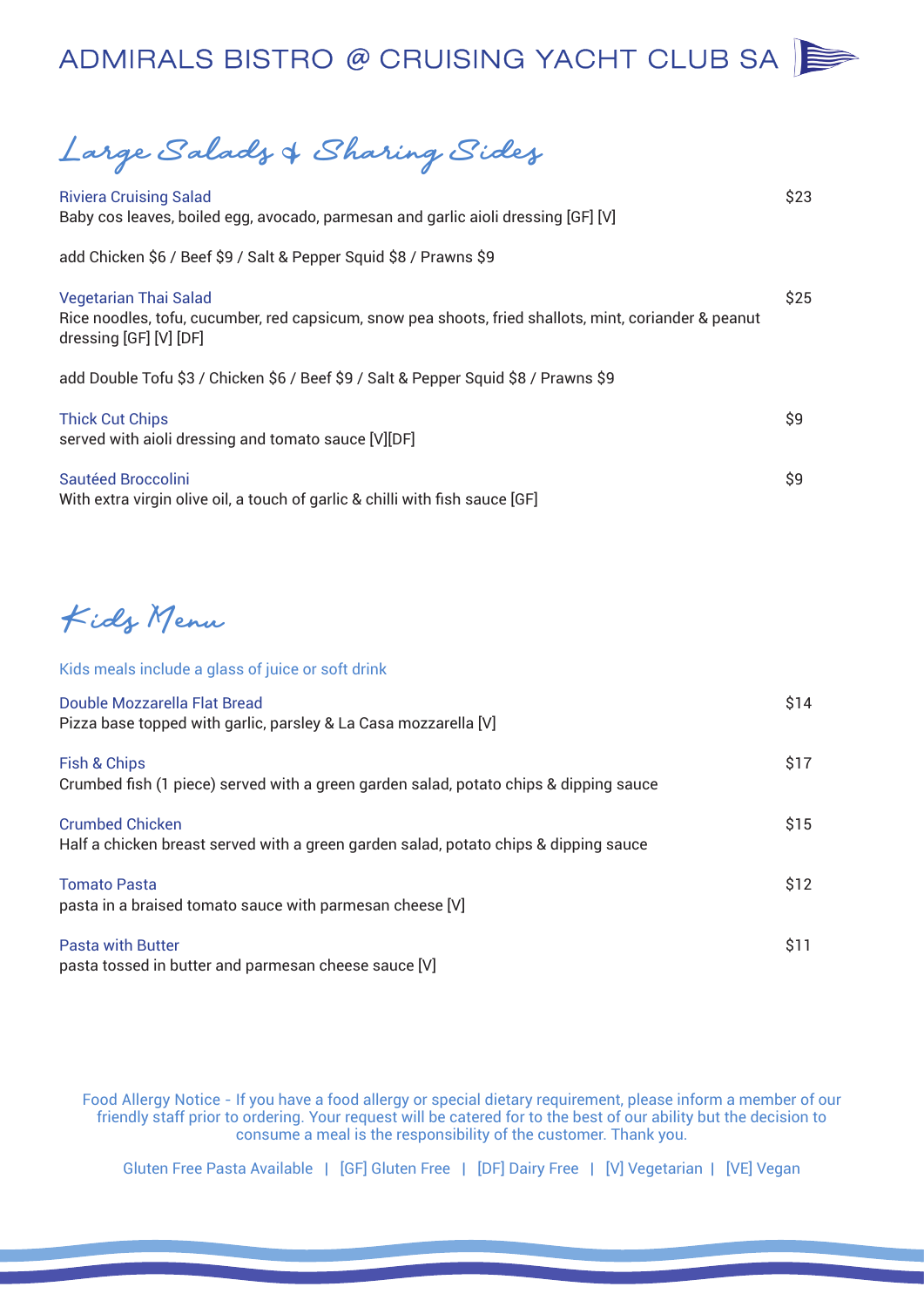# ADMIRALS BISTRO @ CRUISING YACHT CLUB SA

## Large Salads & Sharing Sides

**Riviera Cruising Salad** $23
Baby cos leaves, boiled egg, avocado, parmesan and garlic aioli dressing [GF] [V]

add Chicken $6 / Beef $9 / Salt & Pepper Squid $8 / Prawns $9

**Vegetarian Thai Salad** $25
Rice noodles, tofu, cucumber, red capsicum, snow pea shoots, fried shallots, mint, coriander & peanut dressing [GF] [V] [DF]

add Double Tofu $3 / Chicken $6 / Beef $9 / Salt & Pepper Squid $8 / Prawns $9

**Thick Cut Chips** $9
served with aioli dressing and tomato sauce [V][DF]

**Sautéed Broccolini** $9
With extra virgin olive oil, a touch of garlic & chilli with fish sauce [GF]

## Kids Menu

Kids meals include a glass of juice or soft drink

**Double Mozzarella Flat Bread** $14
Pizza base topped with garlic, parsley & La Casa mozzarella [V]

**Fish & Chips** $17
Crumbed fish (1 piece) served with a green garden salad, potato chips & dipping sauce

**Crumbed Chicken** $15
Half a chicken breast served with a green garden salad, potato chips & dipping sauce

**Tomato Pasta** $12
pasta in a braised tomato sauce with parmesan cheese [V]

**Pasta with Butter** $11
pasta tossed in butter and parmesan cheese sauce [V]

Food Allergy Notice - If you have a food allergy or special dietary requirement, please inform a member of our friendly staff prior to ordering. Your request will be catered for to the best of our ability but the decision to consume a meal is the responsibility of the customer. Thank you.

Gluten Free Pasta Available | [GF] Gluten Free | [DF] Dairy Free | [V] Vegetarian | [VE] Vegan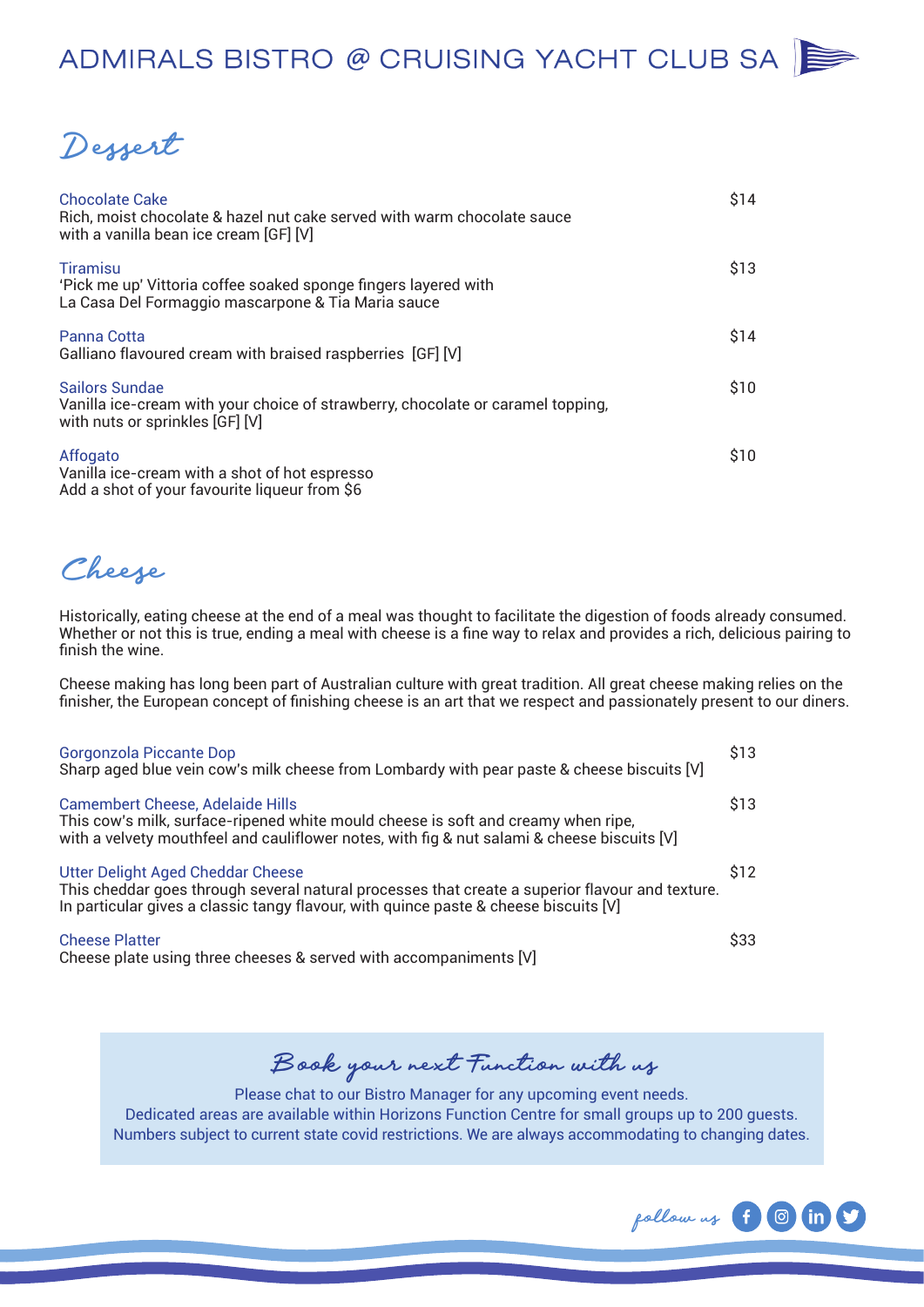# ADMIRALS BISTRO @ CRUISING YACHT CLUB SA

## Dessert

**Chocolate Cake** — $14
Rich, moist chocolate & hazel nut cake served with warm chocolate sauce with a vanilla bean ice cream [GF] [V]

**Tiramisu** — $13
'Pick me up' Vittoria coffee soaked sponge fingers layered with La Casa Del Formaggio mascarpone & Tia Maria sauce

**Panna Cotta** — $14
Galliano flavoured cream with braised raspberries [GF] [V]

**Sailors Sundae** — $10
Vanilla ice-cream with your choice of strawberry, chocolate or caramel topping, with nuts or sprinkles [GF] [V]

**Affogato** — $10
Vanilla ice-cream with a shot of hot espresso
Add a shot of your favourite liqueur from $6

## Cheese

Historically, eating cheese at the end of a meal was thought to facilitate the digestion of foods already consumed. Whether or not this is true, ending a meal with cheese is a fine way to relax and provides a rich, delicious pairing to finish the wine.

Cheese making has long been part of Australian culture with great tradition. All great cheese making relies on the finisher, the European concept of finishing cheese is an art that we respect and passionately present to our diners.

**Gorgonzola Piccante Dop** — $13
Sharp aged blue vein cow's milk cheese from Lombardy with pear paste & cheese biscuits [V]

**Camembert Cheese, Adelaide Hills** — $13
This cow's milk, surface-ripened white mould cheese is soft and creamy when ripe, with a velvety mouthfeel and cauliflower notes, with fig & nut salami & cheese biscuits [V]

**Utter Delight Aged Cheddar Cheese** — $12
This cheddar goes through several natural processes that create a superior flavour and texture. In particular gives a classic tangy flavour, with quince paste & cheese biscuits [V]

**Cheese Platter** — $33
Cheese plate using three cheeses & served with accompaniments [V]

### Book your next Function with us

Please chat to our Bistro Manager for any upcoming event needs.
Dedicated areas are available within Horizons Function Centre for small groups up to 200 guests.
Numbers subject to current state covid restrictions. We are always accommodating to changing dates.

follow us